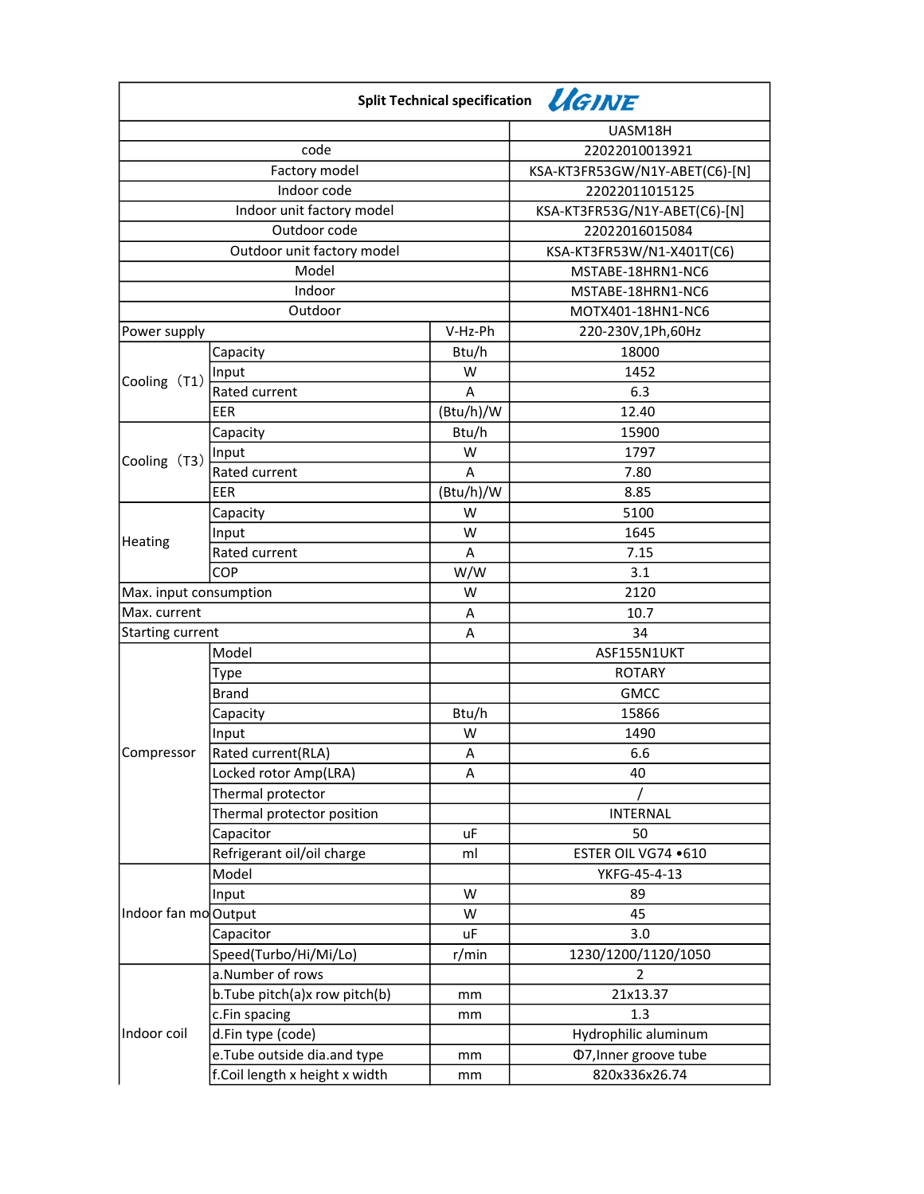## Split Technical specification UGINE

| | | | UASM18H |
|---|---|---|---|
| code | | | 22022010013921 |
| Factory model | | | KSA-KT3FR53GW/N1Y-ABET(C6)-[N] |
| Indoor code | | | 22022011015125 |
| Indoor unit factory model | | | KSA-KT3FR53G/N1Y-ABET(C6)-[N] |
| Outdoor code | | | 22022016015084 |
| Outdoor unit factory model | | | KSA-KT3FR53W/N1-X401T(C6) |
| Model | | | MSTABE-18HRN1-NC6 |
| Indoor | | | MSTABE-18HRN1-NC6 |
| Outdoor | | | MOTX401-18HN1-NC6 |
| Power supply | | V-Hz-Ph | 220-230V,1Ph,60Hz |
| Cooling（T1） | Capacity | Btu/h | 18000 |
| | Input | W | 1452 |
| | Rated current | A | 6.3 |
| | EER | (Btu/h)/W | 12.40 |
| Cooling（T3） | Capacity | Btu/h | 15900 |
| | Input | W | 1797 |
| | Rated current | A | 7.80 |
| | EER | (Btu/h)/W | 8.85 |
| Heating | Capacity | W | 5100 |
| | Input | W | 1645 |
| | Rated current | A | 7.15 |
| | COP | W/W | 3.1 |
| Max. input consumption | | W | 2120 |
| Max. current | | A | 10.7 |
| Starting current | | A | 34 |
| Compressor | Model | | ASF155N1UKT |
| | Type | | ROTARY |
| | Brand | | GMCC |
| | Capacity | Btu/h | 15866 |
| | Input | W | 1490 |
| | Rated current(RLA) | A | 6.6 |
| | Locked rotor Amp(LRA) | A | 40 |
| | Thermal protector | | / |
| | Thermal protector position | | INTERNAL |
| | Capacitor | uF | 50 |
| | Refrigerant oil/oil charge | ml | ESTER OIL VG74 •610 |
| Indoor fan mo | Model | | YKFG-45-4-13 |
| | Input | W | 89 |
| | Output | W | 45 |
| | Capacitor | uF | 3.0 |
| | Speed(Turbo/Hi/Mi/Lo) | r/min | 1230/1200/1120/1050 |
| Indoor coil | a.Number of rows | | 2 |
| | b.Tube pitch(a)x row pitch(b) | mm | 21x13.37 |
| | c.Fin spacing | mm | 1.3 |
| | d.Fin type (code) | | Hydrophilic aluminum |
| | e.Tube outside dia.and type | mm | Φ7,Inner groove tube |
| | f.Coil length x height x width | mm | 820x336x26.74 |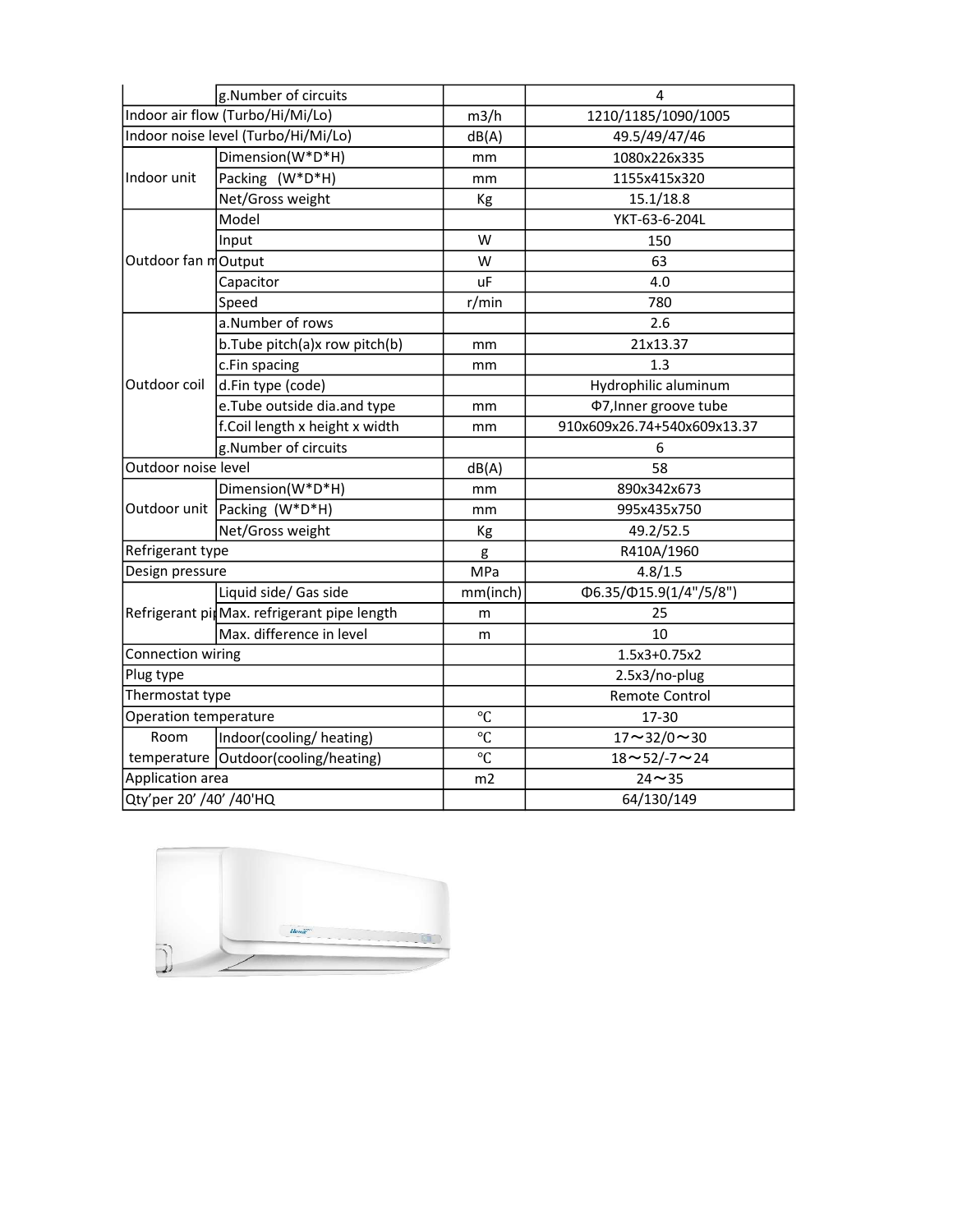| | | | |
|---|---|---|---|
| | g.Number of circuits | | 4 |
| Indoor air flow (Turbo/Hi/Mi/Lo) | | m3/h | 1210/1185/1090/1005 |
| Indoor noise level (Turbo/Hi/Mi/Lo) | | dB(A) | 49.5/49/47/46 |
| Indoor unit | Dimension(W*D*H) | mm | 1080x226x335 |
| | Packing (W*D*H) | mm | 1155x415x320 |
| | Net/Gross weight | Kg | 15.1/18.8 |
| Outdoor fan m | Model | | YKT-63-6-204L |
| | Input | W | 150 |
| | Output | W | 63 |
| | Capacitor | uF | 4.0 |
| | Speed | r/min | 780 |
| Outdoor coil | a.Number of rows | | 2.6 |
| | b.Tube pitch(a)x row pitch(b) | mm | 21x13.37 |
| | c.Fin spacing | mm | 1.3 |
| | d.Fin type (code) | | Hydrophilic aluminum |
| | e.Tube outside dia.and type | mm | Φ7,Inner groove tube |
| | f.Coil length x height x width | mm | 910x609x26.74+540x609x13.37 |
| | g.Number of circuits | | 6 |
| Outdoor noise level | | dB(A) | 58 |
| Outdoor unit | Dimension(W*D*H) | mm | 890x342x673 |
| | Packing (W*D*H) | mm | 995x435x750 |
| | Net/Gross weight | Kg | 49.2/52.5 |
| Refrigerant type | | g | R410A/1960 |
| Design pressure | | MPa | 4.8/1.5 |
| Refrigerant pi | Liquid side/ Gas side | mm(inch) | Φ6.35/Φ15.9(1/4"/5/8") |
| | Max. refrigerant pipe length | m | 25 |
| | Max. difference in level | m | 10 |
| Connection wiring | | | 1.5x3+0.75x2 |
| Plug type | | | 2.5x3/no-plug |
| Thermostat type | | | Remote Control |
| Operation temperature | | ℃ | 17-30 |
| Room temperature | Indoor(cooling/ heating) | ℃ | 17～32/0～30 |
| | Outdoor(cooling/heating) | ℃ | 18～52/-7～24 |
| Application area | | m2 | 24～35 |
| Qty'per 20' /40' /40'HQ | | | 64/130/149 |